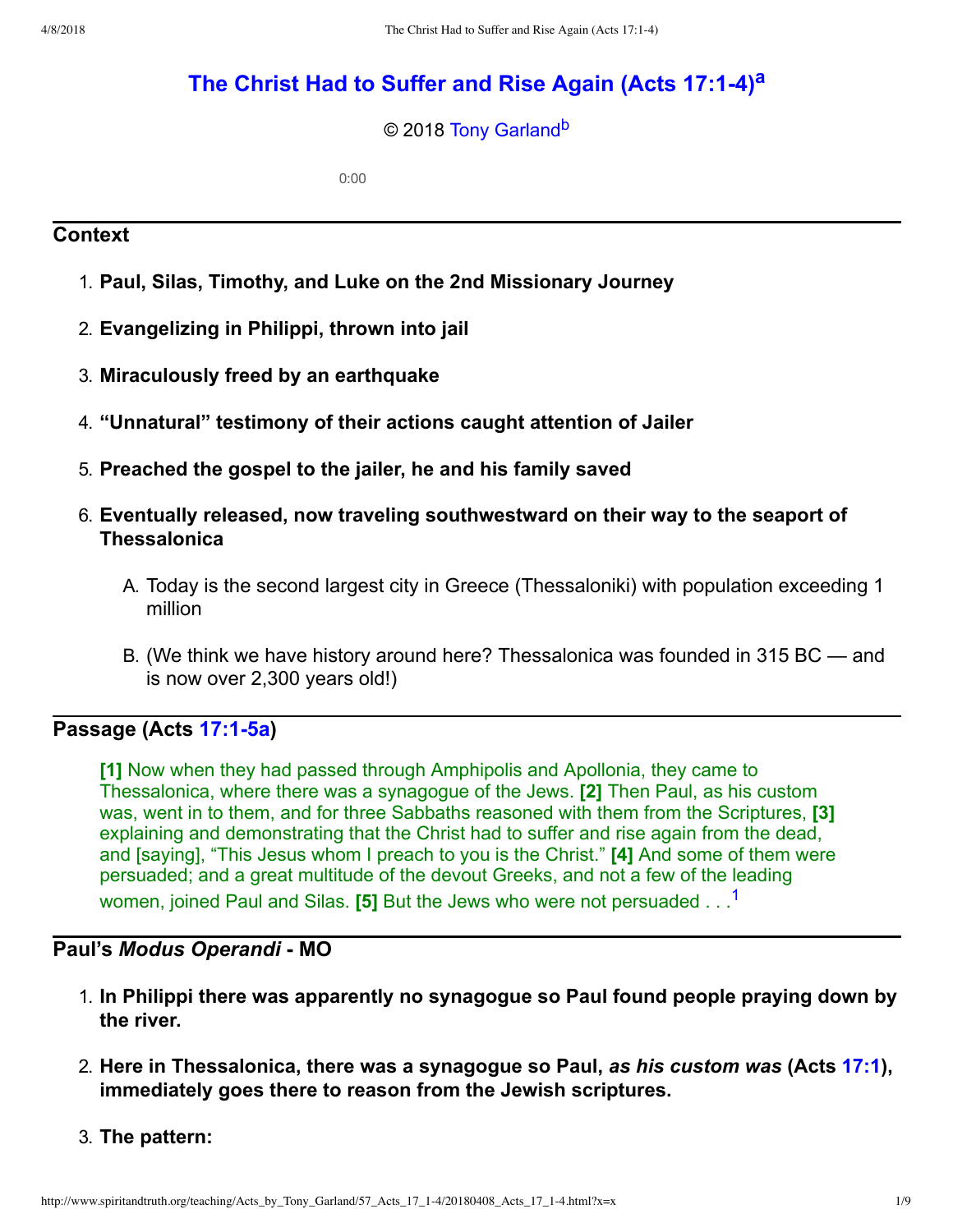# The Christ Had to Suffer and Rise Again (Acts 17:1-4)[a]

© 2018 Tony Garland[b]

0:00

## Context

1. **Paul, Silas, Timothy, and Luke on the 2nd Missionary Journey**
2. **Evangelizing in Philippi, thrown into jail**
3. **Miraculously freed by an earthquake**
4. **"Unnatural" testimony of their actions caught attention of Jailer**
5. **Preached the gospel to the jailer, he and his family saved**
6. **Eventually released, now traveling southwestward on their way to the seaport of Thessalonica**
    A. Today is the second largest city in Greece (Thessaloniki) with population exceeding 1 million
    B. (We think we have history around here? Thessalonica was founded in 315 BC — and is now over 2,300 years old!)

## Passage (Acts 17:1-5a)

> **[1]** Now when they had passed through Amphipolis and Apollonia, they came to Thessalonica, where there was a synagogue of the Jews. **[2]** Then Paul, as his custom was, went in to them, and for three Sabbaths reasoned with them from the Scriptures, **[3]** explaining and demonstrating that the Christ had to suffer and rise again from the dead, and [saying], "This Jesus whom I preach to you is the Christ." **[4]** And some of them were persuaded; and a great multitude of the devout Greeks, and not a few of the leading women, joined Paul and Silas. **[5]** But the Jews who were not persuaded . . .[1]

## Paul's *Modus Operandi* - MO

1. **In Philippi there was apparently no synagogue so Paul found people praying down by the river.**
2. **Here in Thessalonica, there was a synagogue so Paul, *as his custom was* (Acts 17:1), immediately goes there to reason from the Jewish scriptures.**
3. **The pattern:**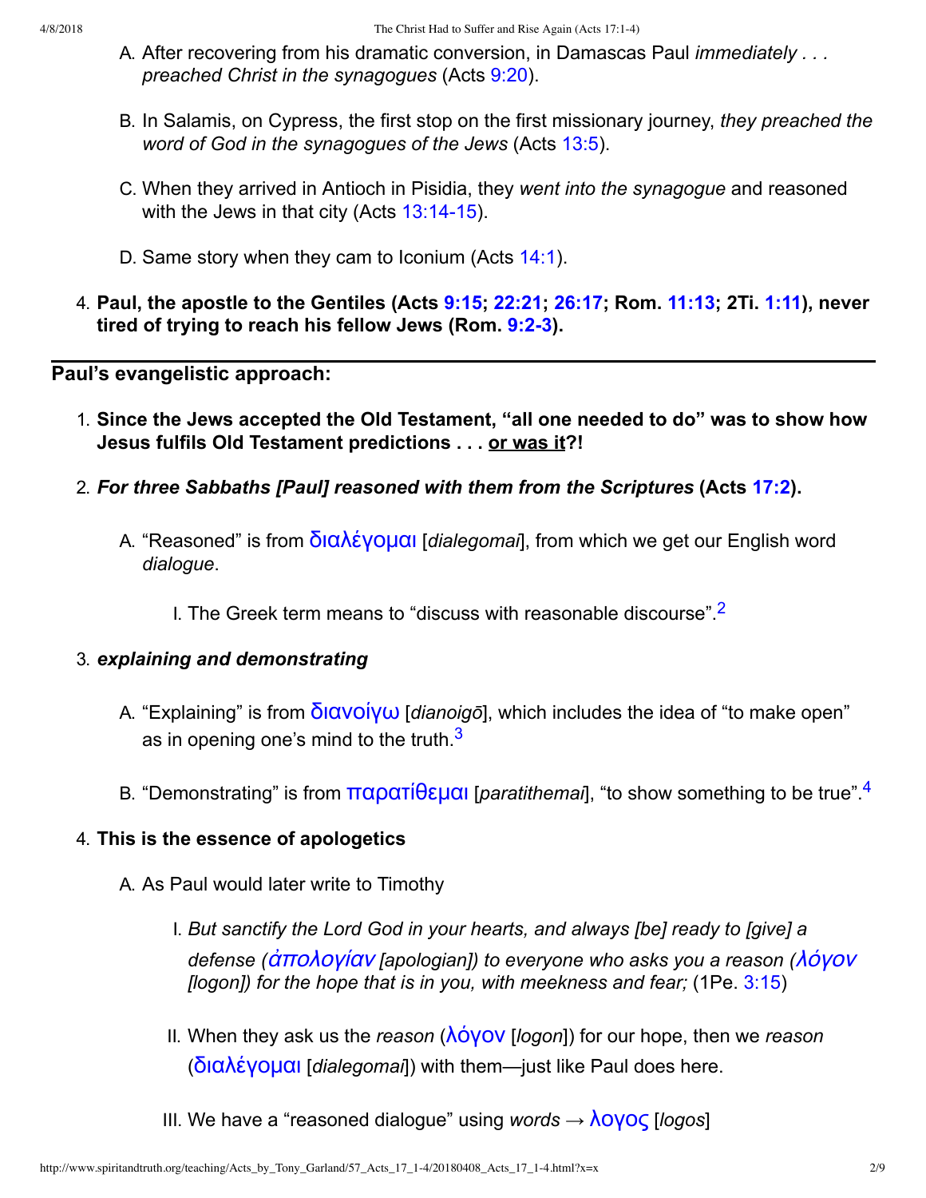A. After recovering from his dramatic conversion, in Damascas Paul *immediately . . . preached Christ in the synagogues* (Acts 9:20).

B. In Salamis, on Cypress, the first stop on the first missionary journey, *they preached the word of God in the synagogues of the Jews* (Acts 13:5).

C. When they arrived in Antioch in Pisidia, they *went into the synagogue* and reasoned with the Jews in that city (Acts 13:14-15).

D. Same story when they cam to Iconium (Acts 14:1).

4. **Paul, the apostle to the Gentiles (Acts 9:15; 22:21; 26:17; Rom. 11:13; 2Ti. 1:11), never tired of trying to reach his fellow Jews (Rom. 9:2-3).**

---

## Paul's evangelistic approach:

1. **Since the Jews accepted the Old Testament, "all one needed to do" was to show how Jesus fulfils Old Testament predictions . . . <u>or was it</u>?!**

2. ***For three Sabbaths [Paul] reasoned with them from the Scriptures* (Acts 17:2).**

   A. "Reasoned" is from διαλέγομαι [*dialegomai*], from which we get our English word *dialogue*.

      I. The Greek term means to "discuss with reasonable discourse".[2]

3. ***explaining and demonstrating***

   A. "Explaining" is from διανοίγω [*dianoigō*], which includes the idea of "to make open" as in opening one's mind to the truth.[3]

   B. "Demonstrating" is from παρατίθεμαι [*paratithemai*], "to show something to be true".[4]

4. **This is the essence of apologetics**

   A. As Paul would later write to Timothy

      I. *But sanctify the Lord God in your hearts, and always [be] ready to [give] a defense (ἀπολογίαν [apologian]) to everyone who asks you a reason (λόγον [logon]) for the hope that is in you, with meekness and fear;* (1Pe. 3:15)

      II. When they ask us the *reason* (λόγον [*logon*]) for our hope, then we *reason* (διαλέγομαι [*dialegomai*]) with them—just like Paul does here.

      III. We have a "reasoned dialogue" using *words* → λογος [*logos*]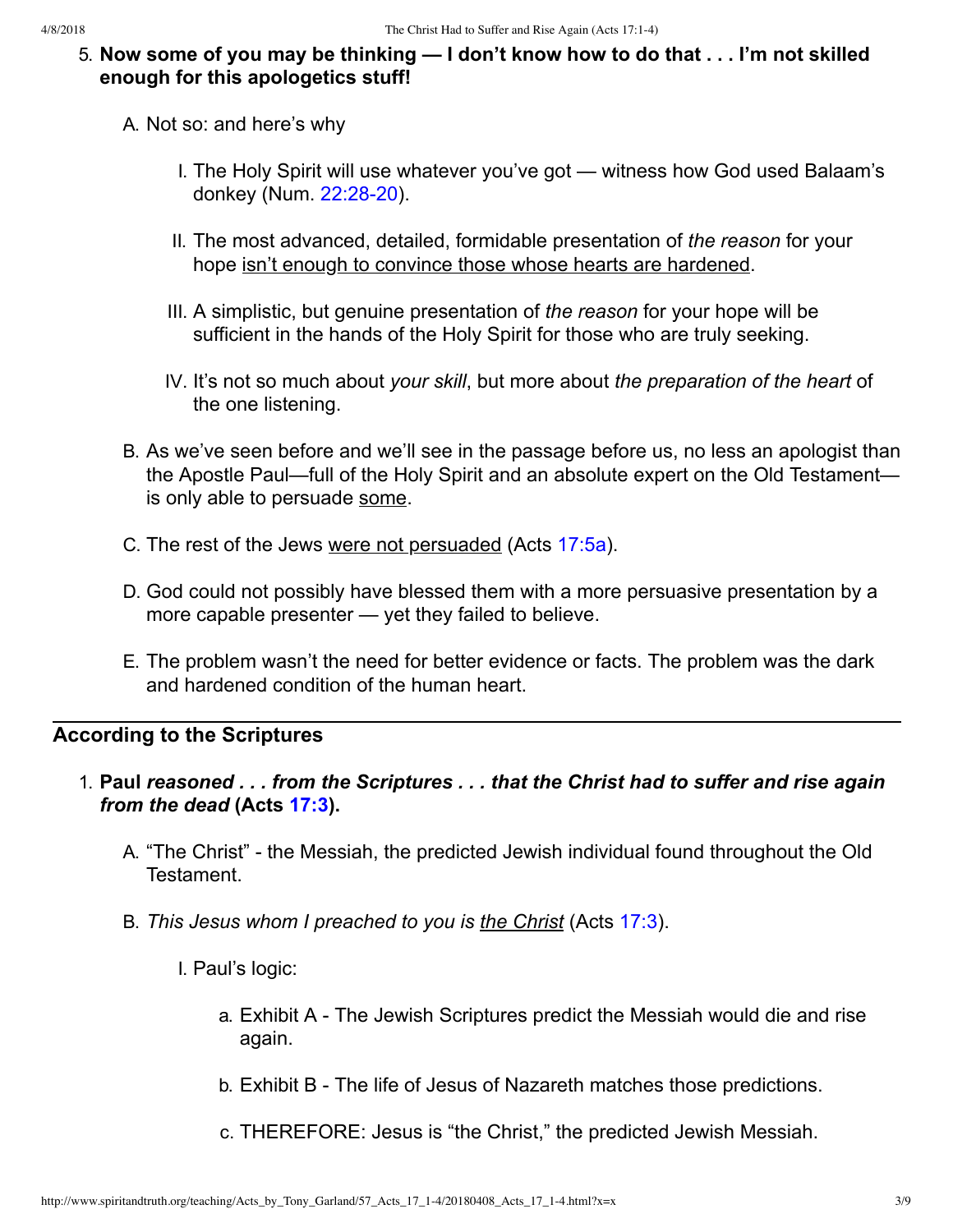5. **Now some of you may be thinking — I don't know how to do that . . . I'm not skilled enough for this apologetics stuff!**

   A. Not so: and here's why

      I. The Holy Spirit will use whatever you've got — witness how God used Balaam's donkey (Num. 22:28-20).

      II. The most advanced, detailed, formidable presentation of *the reason* for your hope <u>isn't enough to convince those whose hearts are hardened</u>.

      III. A simplistic, but genuine presentation of *the reason* for your hope will be sufficient in the hands of the Holy Spirit for those who are truly seeking.

      IV. It's not so much about *your skill*, but more about *the preparation of the heart* of the one listening.

   B. As we've seen before and we'll see in the passage before us, no less an apologist than the Apostle Paul—full of the Holy Spirit and an absolute expert on the Old Testament—is only able to persuade <u>some</u>.

   C. The rest of the Jews <u>were not persuaded</u> (Acts 17:5a).

   D. God could not possibly have blessed them with a more persuasive presentation by a more capable presenter — yet they failed to believe.

   E. The problem wasn't the need for better evidence or facts. The problem was the dark and hardened condition of the human heart.

---

## According to the Scriptures

1. **Paul *reasoned . . . from the Scriptures . . . that the Christ had to suffer and rise again from the dead* (Acts 17:3).**

   A. "The Christ" - the Messiah, the predicted Jewish individual found throughout the Old Testament.

   B. *This Jesus whom I preached to you is <u>the Christ</u>* (Acts 17:3).

      I. Paul's logic:

         a. Exhibit A - The Jewish Scriptures predict the Messiah would die and rise again.

         b. Exhibit B - The life of Jesus of Nazareth matches those predictions.

         c. THEREFORE: Jesus is "the Christ," the predicted Jewish Messiah.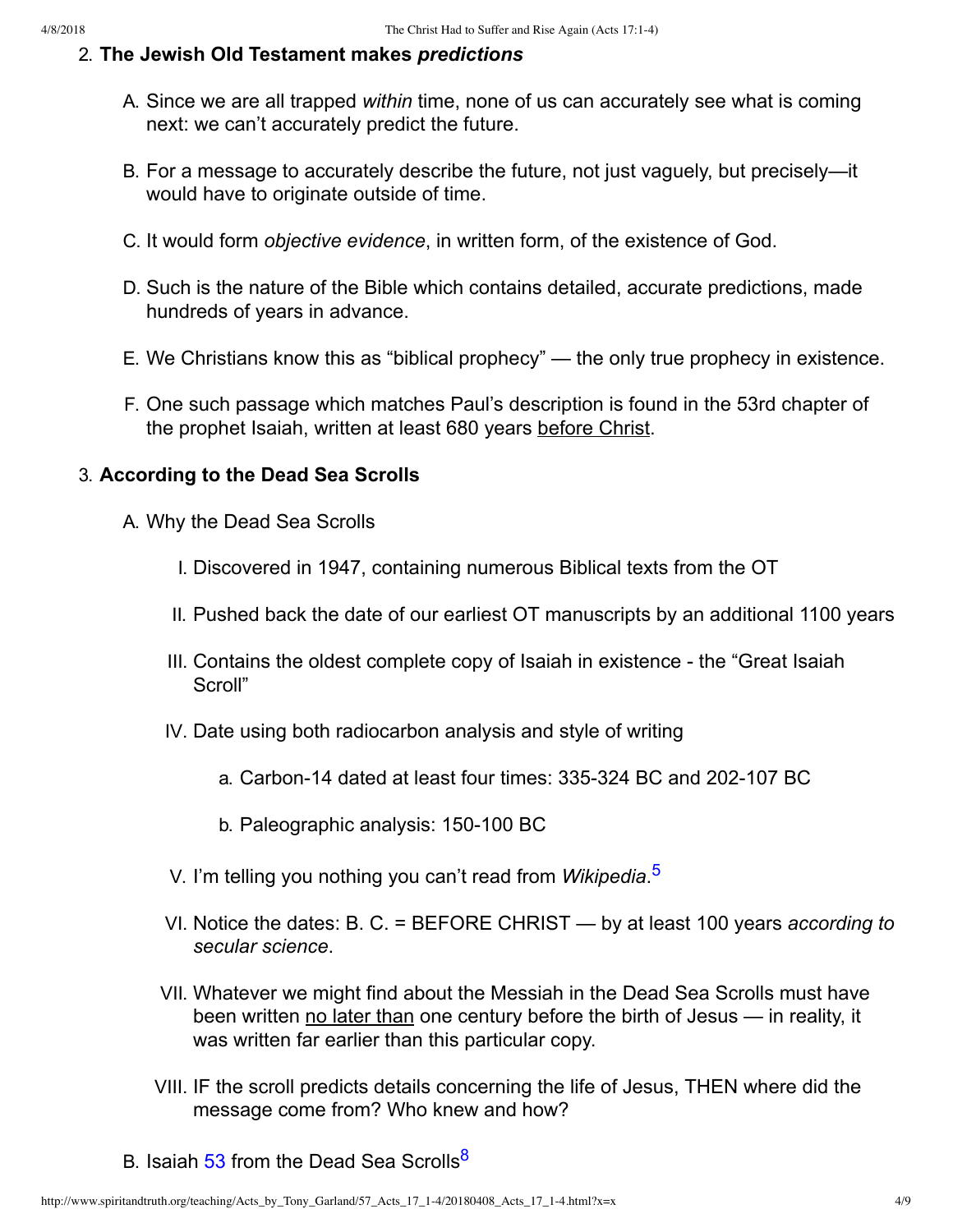2. **The Jewish Old Testament makes *predictions***

    A. Since we are all trapped *within* time, none of us can accurately see what is coming next: we can't accurately predict the future.

    B. For a message to accurately describe the future, not just vaguely, but precisely—it would have to originate outside of time.

    C. It would form *objective evidence*, in written form, of the existence of God.

    D. Such is the nature of the Bible which contains detailed, accurate predictions, made hundreds of years in advance.

    E. We Christians know this as "biblical prophecy" — the only true prophecy in existence.

    F. One such passage which matches Paul's description is found in the 53rd chapter of the prophet Isaiah, written at least 680 years before Christ.

3. **According to the Dead Sea Scrolls**

    A. Why the Dead Sea Scrolls

        I. Discovered in 1947, containing numerous Biblical texts from the OT

        II. Pushed back the date of our earliest OT manuscripts by an additional 1100 years

        III. Contains the oldest complete copy of Isaiah in existence - the "Great Isaiah Scroll"

        IV. Date using both radiocarbon analysis and style of writing

            a. Carbon-14 dated at least four times: 335-324 BC and 202-107 BC

            b. Paleographic analysis: 150-100 BC

        V. I'm telling you nothing you can't read from *Wikipedia*.[5]

        VI. Notice the dates: B. C. = BEFORE CHRIST — by at least 100 years *according to secular science*.

        VII. Whatever we might find about the Messiah in the Dead Sea Scrolls must have been written no later than one century before the birth of Jesus — in reality, it was written far earlier than this particular copy.

        VIII. IF the scroll predicts details concerning the life of Jesus, THEN where did the message come from? Who knew and how?

    B. Isaiah 53 from the Dead Sea Scrolls[8]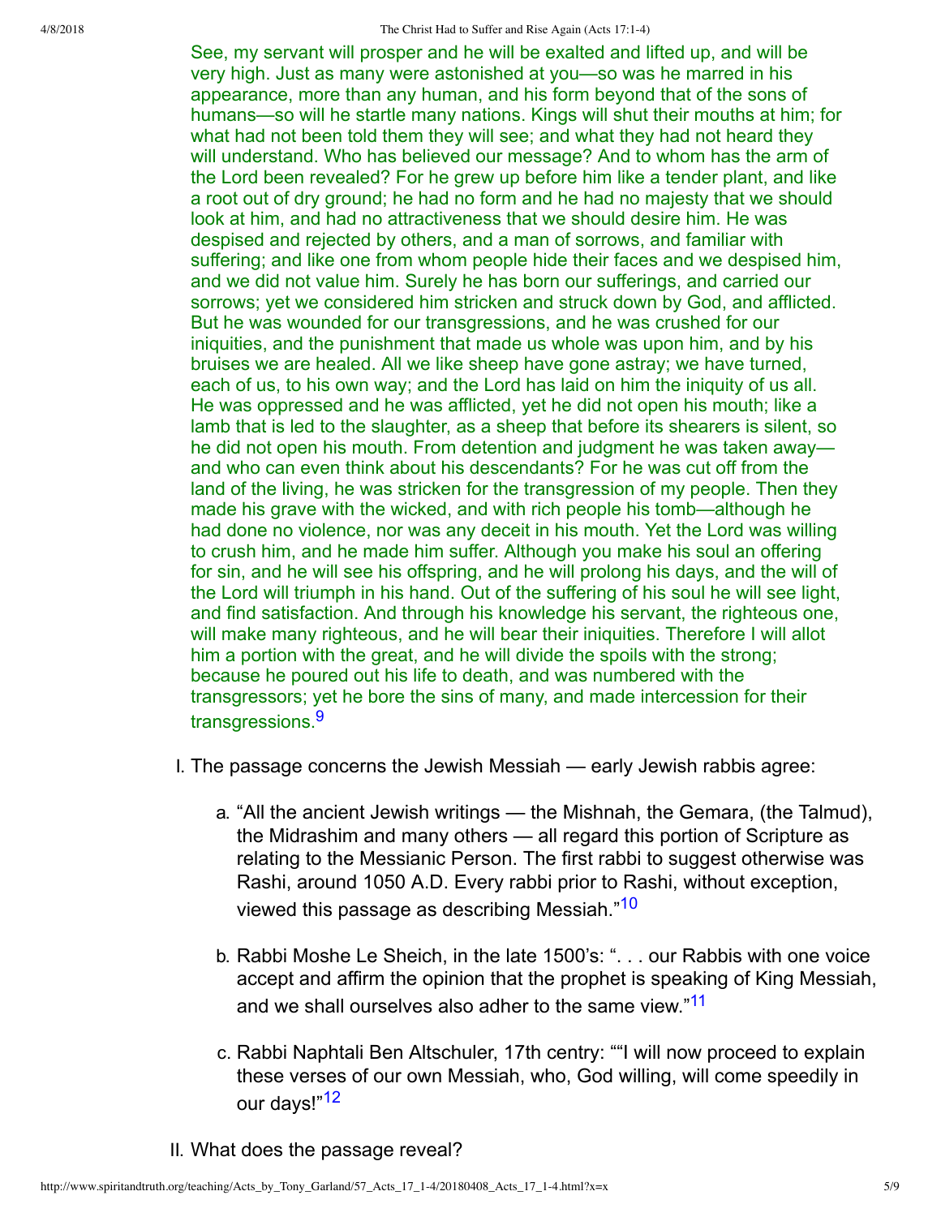See, my servant will prosper and he will be exalted and lifted up, and will be very high. Just as many were astonished at you—so was he marred in his appearance, more than any human, and his form beyond that of the sons of humans—so will he startle many nations. Kings will shut their mouths at him; for what had not been told them they will see; and what they had not heard they will understand. Who has believed our message? And to whom has the arm of the Lord been revealed? For he grew up before him like a tender plant, and like a root out of dry ground; he had no form and he had no majesty that we should look at him, and had no attractiveness that we should desire him. He was despised and rejected by others, and a man of sorrows, and familiar with suffering; and like one from whom people hide their faces and we despised him, and we did not value him. Surely he has born our sufferings, and carried our sorrows; yet we considered him stricken and struck down by God, and afflicted. But he was wounded for our transgressions, and he was crushed for our iniquities, and the punishment that made us whole was upon him, and by his bruises we are healed. All we like sheep have gone astray; we have turned, each of us, to his own way; and the Lord has laid on him the iniquity of us all. He was oppressed and he was afflicted, yet he did not open his mouth; like a lamb that is led to the slaughter, as a sheep that before its shearers is silent, so he did not open his mouth. From detention and judgment he was taken away—and who can even think about his descendants? For he was cut off from the land of the living, he was stricken for the transgression of my people. Then they made his grave with the wicked, and with rich people his tomb—although he had done no violence, nor was any deceit in his mouth. Yet the Lord was willing to crush him, and he made him suffer. Although you make his soul an offering for sin, and he will see his offspring, and he will prolong his days, and the will of the Lord will triumph in his hand. Out of the suffering of his soul he will see light, and find satisfaction. And through his knowledge his servant, the righteous one, will make many righteous, and he will bear their iniquities. Therefore I will allot him a portion with the great, and he will divide the spoils with the strong; because he poured out his life to death, and was numbered with the transgressors; yet he bore the sins of many, and made intercession for their transgressions.[9]

I. The passage concerns the Jewish Messiah — early Jewish rabbis agree:

   a. "All the ancient Jewish writings — the Mishnah, the Gemara, (the Talmud), the Midrashim and many others — all regard this portion of Scripture as relating to the Messianic Person. The first rabbi to suggest otherwise was Rashi, around 1050 A.D. Every rabbi prior to Rashi, without exception, viewed this passage as describing Messiah."[10]

   b. Rabbi Moshe Le Sheich, in the late 1500's: ". . . our Rabbis with one voice accept and affirm the opinion that the prophet is speaking of King Messiah, and we shall ourselves also adher to the same view."[11]

   c. Rabbi Naphtali Ben Altschuler, 17th centry: ""I will now proceed to explain these verses of our own Messiah, who, God willing, will come speedily in our days!"[12]

II. What does the passage reveal?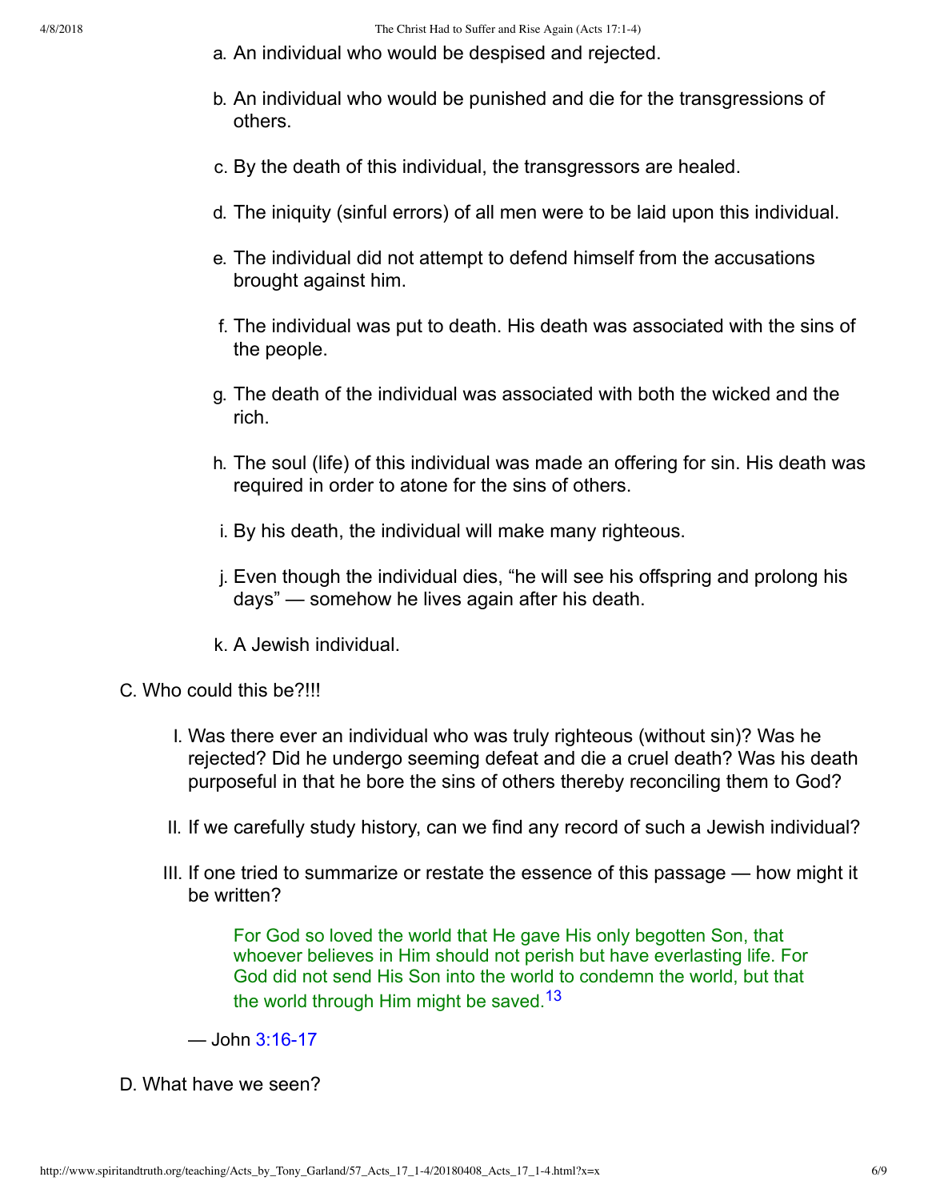a. An individual who would be despised and rejected.
   b. An individual who would be punished and die for the transgressions of others.
   c. By the death of this individual, the transgressors are healed.
   d. The iniquity (sinful errors) of all men were to be laid upon this individual.
   e. The individual did not attempt to defend himself from the accusations brought against him.
   f. The individual was put to death. His death was associated with the sins of the people.
   g. The death of the individual was associated with both the wicked and the rich.
   h. The soul (life) of this individual was made an offering for sin. His death was required in order to atone for the sins of others.
   i. By his death, the individual will make many righteous.
   j. Even though the individual dies, “he will see his offspring and prolong his days” — somehow he lives again after his death.
   k. A Jewish individual.

C. Who could this be?!!!

   I. Was there ever an individual who was truly righteous (without sin)? Was he rejected? Did he undergo seeming defeat and die a cruel death? Was his death purposeful in that he bore the sins of others thereby reconciling them to God?
   II. If we carefully study history, can we find any record of such a Jewish individual?
   III. If one tried to summarize or restate the essence of this passage — how might it be written?

   > For God so loved the world that He gave His only begotten Son, that whoever believes in Him should not perish but have everlasting life. For God did not send His Son into the world to condemn the world, but that the world through Him might be saved.[13]

   — John 3:16-17

D. What have we seen?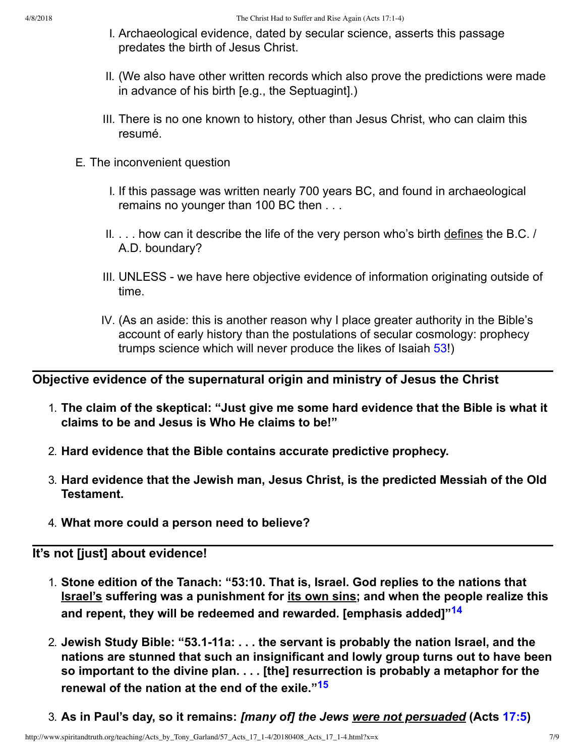I. Archaeological evidence, dated by secular science, asserts this passage predates the birth of Jesus Christ.

II. (We also have other written records which also prove the predictions were made in advance of his birth [e.g., the Septuagint].)

III. There is no one known to history, other than Jesus Christ, who can claim this resumé.

E. The inconvenient question

I. If this passage was written nearly 700 years BC, and found in archaeological remains no younger than 100 BC then . . .

II. . . . how can it describe the life of the very person who's birth defines the B.C. / A.D. boundary?

III. UNLESS - we have here objective evidence of information originating outside of time.

IV. (As an aside: this is another reason why I place greater authority in the Bible's account of early history than the postulations of secular cosmology: prophecy trumps science which will never produce the likes of Isaiah 53!)

## Objective evidence of the supernatural origin and ministry of Jesus the Christ

1. **The claim of the skeptical: "Just give me some hard evidence that the Bible is what it claims to be and Jesus is Who He claims to be!"**
2. **Hard evidence that the Bible contains accurate predictive prophecy.**
3. **Hard evidence that the Jewish man, Jesus Christ, is the predicted Messiah of the Old Testament.**
4. **What more could a person need to believe?**

## It's not [just] about evidence!

1. **Stone edition of the Tanach: "53:10. That is, Israel. God replies to the nations that Israel's suffering was a punishment for its own sins; and when the people realize this and repent, they will be redeemed and rewarded. [emphasis added]"[14]**
2. **Jewish Study Bible: "53.1-11a: . . . the servant is probably the nation Israel, and the nations are stunned that such an insignificant and lowly group turns out to have been so important to the divine plan. . . . [the] resurrection is probably a metaphor for the renewal of the nation at the end of the exile."[15]**
3. **As in Paul's day, so it remains: *[many of] the Jews were not persuaded* (Acts 17:5)**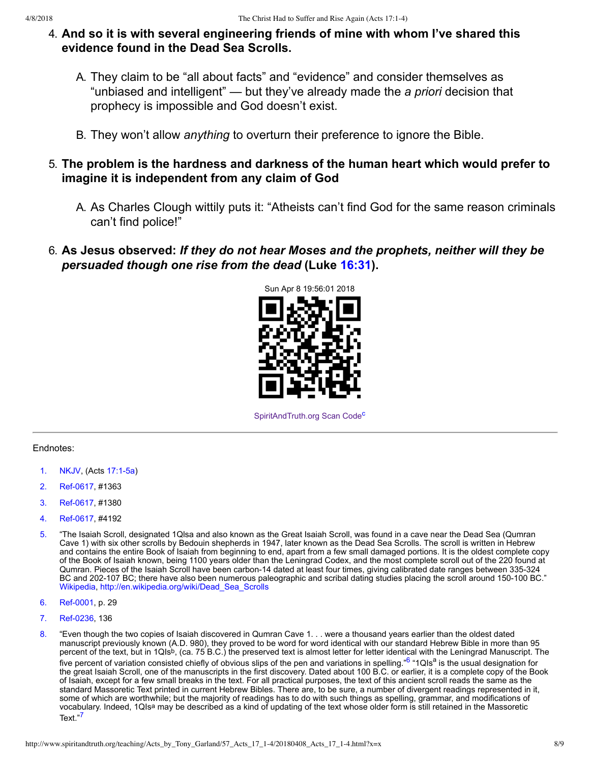4. **And so it is with several engineering friends of mine with whom I've shared this evidence found in the Dead Sea Scrolls.**

    A. They claim to be "all about facts" and "evidence" and consider themselves as "unbiased and intelligent" — but they've already made the *a priori* decision that prophecy is impossible and God doesn't exist.

    B. They won't allow *anything* to overturn their preference to ignore the Bible.

5. **The problem is the hardness and darkness of the human heart which would prefer to imagine it is independent from any claim of God**

    A. As Charles Clough wittily puts it: "Atheists can't find God for the same reason criminals can't find police!"

6. **As Jesus observed: *If they do not hear Moses and the prophets, neither will they be persuaded though one rise from the dead* (Luke 16:31).**

Sun Apr 8 19:56:01 2018

SpiritAndTruth.org Scan Code[c]

---

Endnotes:

1. NKJV, (Acts 17:1-5a)
2. Ref-0617, #1363
3. Ref-0617, #1380
4. Ref-0617, #4192
5. "The Isaiah Scroll, designated 1QIsa and also known as the Great Isaiah Scroll, was found in a cave near the Dead Sea (Qumran Cave 1) with six other scrolls by Bedouin shepherds in 1947, later known as the Dead Sea Scrolls. The scroll is written in Hebrew and contains the entire Book of Isaiah from beginning to end, apart from a few small damaged portions. It is the oldest complete copy of the Book of Isaiah known, being 1100 years older than the Leningrad Codex, and the most complete scroll out of the 220 found at Qumran. Pieces of the Isaiah Scroll have been carbon-14 dated at least four times, giving calibrated date ranges between 335-324 BC and 202-107 BC; there have also been numerous paleographic and scribal dating studies placing the scroll around 150-100 BC." Wikipedia, http://en.wikipedia.org/wiki/Dead_Sea_Scrolls
6. Ref-0001, p. 29
7. Ref-0236, 136
8. "Even though the two copies of Isaiah discovered in Qumran Cave 1. . . were a thousand years earlier than the oldest dated manuscript previously known (A.D. 980), they proved to be word for word identical with our standard Hebrew Bible in more than 95 percent of the text, but in 1QIs[b], (ca. 75 B.C.) the preserved text is almost letter for letter identical with the Leningrad Manuscript. The five percent of variation consisted chiefly of obvious slips of the pen and variations in spelling."[6] "1QIs[a] is the usual designation for the great Isaiah Scroll, one of the manuscripts in the first discovery. Dated about 100 B.C. or earlier, it is a complete copy of the Book of Isaiah, except for a few small breaks in the text. For all practical purposes, the text of this ancient scroll reads the same as the standard Massoretic Text printed in current Hebrew Bibles. There are, to be sure, a number of divergent readings represented in it, some of which are worthwhile; but the majority of readings has to do with such things as spelling, grammar, and modifications of vocabulary. Indeed, 1QIs[a] may be described as a kind of updating of the text whose older form is still retained in the Massoretic Text."[7]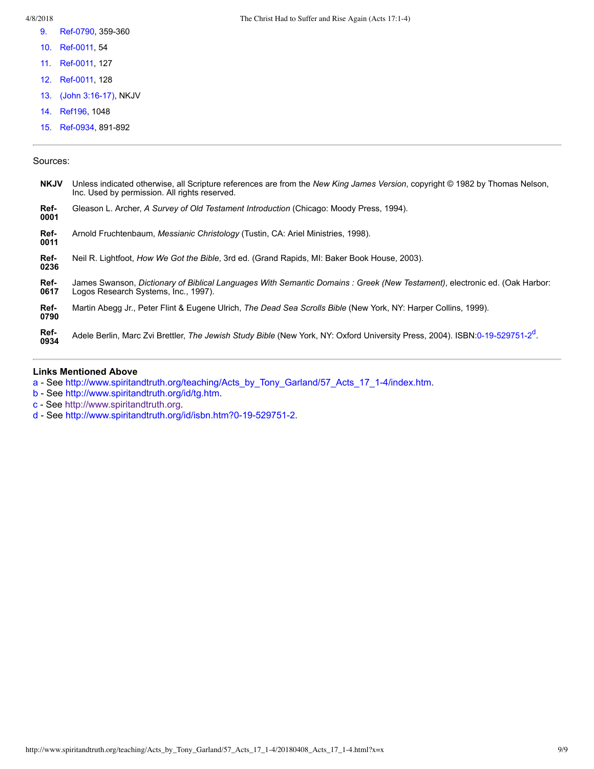9. Ref-0790, 359-360
10. Ref-0011, 54
11. Ref-0011, 127
12. Ref-0011, 128
13. (John 3:16-17), NKJV
14. Ref196, 1048
15. Ref-0934, 891-892

---

Sources:

| | |
|---|---|
| **NKJV** | Unless indicated otherwise, all Scripture references are from the *New King James Version*, copyright © 1982 by Thomas Nelson, Inc. Used by permission. All rights reserved. |
| **Ref-0001** | Gleason L. Archer, *A Survey of Old Testament Introduction* (Chicago: Moody Press, 1994). |
| **Ref-0011** | Arnold Fruchtenbaum, *Messianic Christology* (Tustin, CA: Ariel Ministries, 1998). |
| **Ref-0236** | Neil R. Lightfoot, *How We Got the Bible*, 3rd ed. (Grand Rapids, MI: Baker Book House, 2003). |
| **Ref-0617** | James Swanson, *Dictionary of Biblical Languages With Semantic Domains : Greek (New Testament)*, electronic ed. (Oak Harbor: Logos Research Systems, Inc., 1997). |
| **Ref-0790** | Martin Abegg Jr., Peter Flint & Eugene Ulrich, *The Dead Sea Scrolls Bible* (New York, NY: Harper Collins, 1999). |
| **Ref-0934** | Adele Berlin, Marc Zvi Brettler, *The Jewish Study Bible* (New York, NY: Oxford University Press, 2004). ISBN:0-19-529751-2[d]. |

---

### Links Mentioned Above

a - See http://www.spiritandtruth.org/teaching/Acts_by_Tony_Garland/57_Acts_17_1-4/index.htm.
b - See http://www.spiritandtruth.org/id/tg.htm.
c - See http://www.spiritandtruth.org.
d - See http://www.spiritandtruth.org/id/isbn.htm?0-19-529751-2.